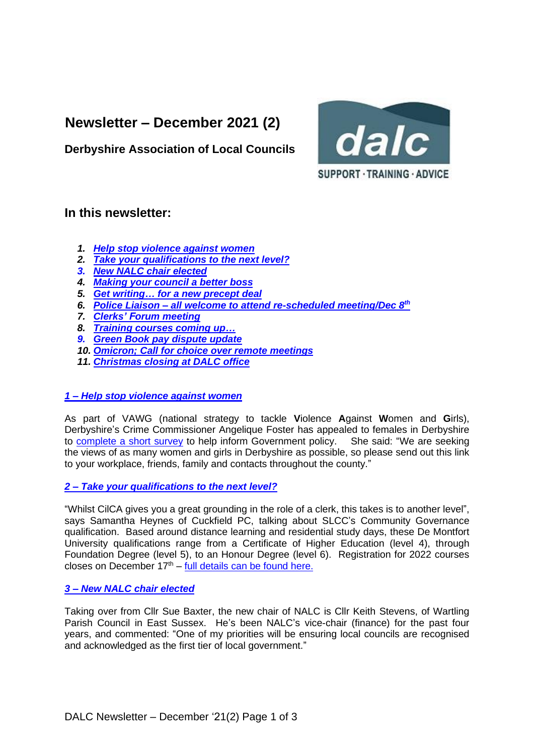# Newsletter – December 2021 (2)

**Derbyshire Association of Local Councils**

## In this newsletter:

1. ***Help stop violence against women***
2. ***Take your qualifications to the next level?***
3. ***New NALC chair elected***
4. ***Making your council a better boss***
5. ***Get writing… for a new precept deal***
6. ***Police Liaison – all welcome to attend re-scheduled meeting/Dec 8th***
7. ***Clerks' Forum meeting***
8. ***Training courses coming up…***
9. ***Green Book pay dispute update***
10. ***Omicron; Call for choice over remote meetings***
11. ***Christmas closing at DALC office***

### *1 – Help stop violence against women*

As part of VAWG (national strategy to tackle **V**iolence **A**gainst **W**omen and **G**irls), Derbyshire's Crime Commissioner Angelique Foster has appealed to females in Derbyshire to complete a short survey to help inform Government policy. She said: "We are seeking the views of as many women and girls in Derbyshire as possible, so please send out this link to your workplace, friends, family and contacts throughout the county."

### *2 – Take your qualifications to the next level?*

"Whilst CilCA gives you a great grounding in the role of a clerk, this takes is to another level", says Samantha Heynes of Cuckfield PC, talking about SLCC's Community Governance qualification. Based around distance learning and residential study days, these De Montfort University qualifications range from a Certificate of Higher Education (level 4), through Foundation Degree (level 5), to an Honour Degree (level 6). Registration for 2022 courses closes on December 17th – full details can be found here.

### *3 – New NALC chair elected*

Taking over from Cllr Sue Baxter, the new chair of NALC is Cllr Keith Stevens, of Wartling Parish Council in East Sussex. He's been NALC's vice-chair (finance) for the past four years, and commented: "One of my priorities will be ensuring local councils are recognised and acknowledged as the first tier of local government."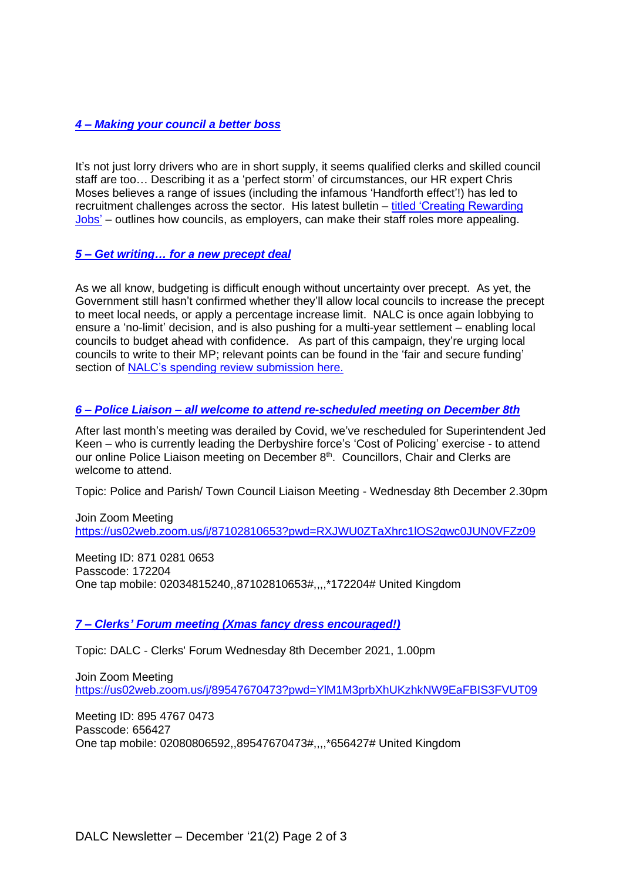### *4 – Making your council a better boss*

It's not just lorry drivers who are in short supply, it seems qualified clerks and skilled council staff are too… Describing it as a 'perfect storm' of circumstances, our HR expert Chris Moses believes a range of issues (including the infamous 'Handforth effect'!) has led to recruitment challenges across the sector. His latest bulletin – titled 'Creating Rewarding Jobs' – outlines how councils, as employers, can make their staff roles more appealing.

### *5 – Get writing… for a new precept deal*

As we all know, budgeting is difficult enough without uncertainty over precept. As yet, the Government still hasn't confirmed whether they'll allow local councils to increase the precept to meet local needs, or apply a percentage increase limit. NALC is once again lobbying to ensure a 'no-limit' decision, and is also pushing for a multi-year settlement – enabling local councils to budget ahead with confidence. As part of this campaign, they're urging local councils to write to their MP; relevant points can be found in the 'fair and secure funding' section of NALC's spending review submission here.

### *6 – Police Liaison – all welcome to attend re-scheduled meeting on December 8th*

After last month's meeting was derailed by Covid, we've rescheduled for Superintendent Jed Keen – who is currently leading the Derbyshire force's 'Cost of Policing' exercise - to attend our online Police Liaison meeting on December 8th. Councillors, Chair and Clerks are welcome to attend.

Topic: Police and Parish/ Town Council Liaison Meeting - Wednesday 8th December 2.30pm

Join Zoom Meeting
https://us02web.zoom.us/j/87102810653?pwd=RXJWU0ZTaXhrc1lOS2gwc0JUN0VFZz09

Meeting ID: 871 0281 0653
Passcode: 172204
One tap mobile: 02034815240,,87102810653#,,,,*172204# United Kingdom

### *7 – Clerks' Forum meeting (Xmas fancy dress encouraged!)*

Topic: DALC - Clerks' Forum Wednesday 8th December 2021, 1.00pm

Join Zoom Meeting
https://us02web.zoom.us/j/89547670473?pwd=YlM1M3prbXhUKzhkNW9EaFBIS3FVUT09

Meeting ID: 895 4767 0473
Passcode: 656427
One tap mobile: 02080806592,,89547670473#,,,,*656427# United Kingdom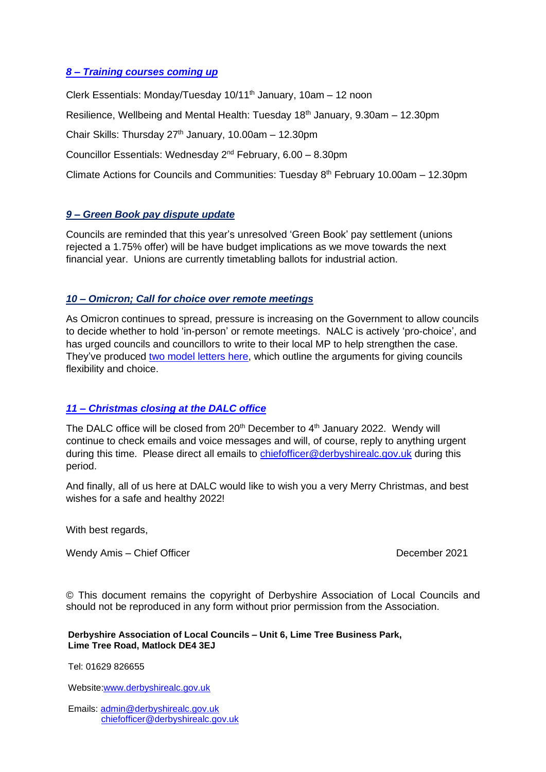### *8 – Training courses coming up*

Clerk Essentials: Monday/Tuesday 10/11th January, 10am – 12 noon

Resilience, Wellbeing and Mental Health: Tuesday 18th January, 9.30am – 12.30pm

Chair Skills: Thursday 27th January, 10.00am – 12.30pm

Councillor Essentials: Wednesday 2nd February, 6.00 – 8.30pm

Climate Actions for Councils and Communities: Tuesday 8th February 10.00am – 12.30pm

### *9 – Green Book pay dispute update*

Councils are reminded that this year's unresolved 'Green Book' pay settlement (unions rejected a 1.75% offer) will be have budget implications as we move towards the next financial year. Unions are currently timetabling ballots for industrial action.

### *10 – Omicron; Call for choice over remote meetings*

As Omicron continues to spread, pressure is increasing on the Government to allow councils to decide whether to hold 'in-person' or remote meetings. NALC is actively 'pro-choice', and has urged councils and councillors to write to their local MP to help strengthen the case. They've produced two model letters here, which outline the arguments for giving councils flexibility and choice.

### *11 – Christmas closing at the DALC office*

The DALC office will be closed from 20th December to 4th January 2022. Wendy will continue to check emails and voice messages and will, of course, reply to anything urgent during this time. Please direct all emails to chiefofficer@derbyshirealc.gov.uk during this period.

And finally, all of us here at DALC would like to wish you a very Merry Christmas, and best wishes for a safe and healthy 2022!

With best regards,

Wendy Amis – Chief Officer

December 2021

© This document remains the copyright of Derbyshire Association of Local Councils and should not be reproduced in any form without prior permission from the Association.

**Derbyshire Association of Local Councils – Unit 6, Lime Tree Business Park, Lime Tree Road, Matlock DE4 3EJ**

Tel: 01629 826655

Website:www.derbyshirealc.gov.uk

Emails: admin@derbyshirealc.gov.uk
chiefofficer@derbyshirealc.gov.uk